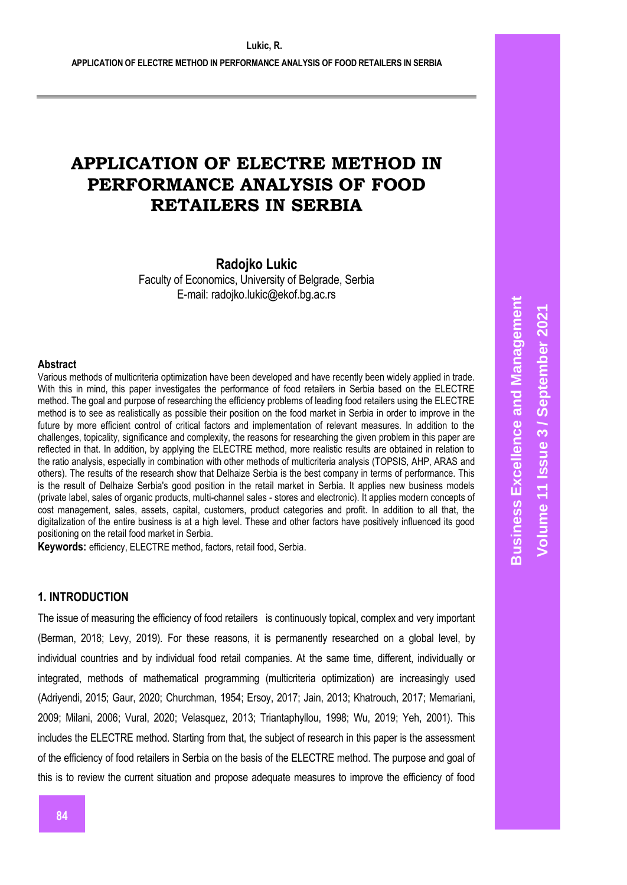# APPLICATION OF ELECTRE METHOD IN PERFORMANCE ANALYSIS OF FOOD RETAILERS IN SERBIA

**Radojko Lukic**

Faculty of Economics, University of Belgrade, Serbia

E-mail: radojko.lukic@ekof.bg.ac.rs

### Abstract

Various methods of multicriteria optimization have been developed and have recently been widely applied in trade. With this in mind, this paper investigates the performance of food retailers in Serbia based on the ELECTRE method. The goal and purpose of researching the efficiency problems of leading food retailers using the ELECTRE method is to see as realistically as possible their position on the food market in Serbia in order to improve in the future by more efficient control of critical factors and implementation of relevant measures. In addition to the challenges, topicality, significance and complexity, the reasons for researching the given problem in this paper are reflected in that. In addition, by applying the ELECTRE method, more realistic results are obtained in relation to the ratio analysis, especially in combination with other methods of multicriteria analysis (TOPSIS, AHP, ARAS and others). The results of the research show that Delhaize Serbia is the best company in terms of performance. This is the result of Delhaize Serbia's good position in the retail market in Serbia. It applies new business models (private label, sales of organic products, multi-channel sales - stores and electronic). It applies modern concepts of cost management, sales, assets, capital, customers, product categories and profit. In addition to all that, the digitalization of the entire business is at a high level. These and other factors have positively influenced its good positioning on the retail food market in Serbia.

**Keywords:** efficiency, ELECTRE method, factors, retail food, Serbia.

## 1. INTRODUCTION

The issue of measuring the efficiency of food retailers is continuously topical, complex and very important (Berman, 2018; Levy, 2019). For these reasons, it is permanently researched on a global level, by individual countries and by individual food retail companies. At the same time, different, individually or integrated, methods of mathematical programming (multicriteria optimization) are increasingly used (Adriyendi, 2015; Gaur, 2020; Churchman, 1954; Ersoy, 2017; Jain, 2013; Khatrouch, 2017; Memariani, 2009; Milani, 2006; Vural, 2020; Velasquez, 2013; Triantaphyllou, 1998; Wu, 2019; Yeh, 2001). This includes the ELECTRE method. Starting from that, the subject of research in this paper is the assessment of the efficiency of food retailers in Serbia on the basis of the ELECTRE method. The purpose and goal of this is to review the current situation and propose adequate measures to improve the efficiency of food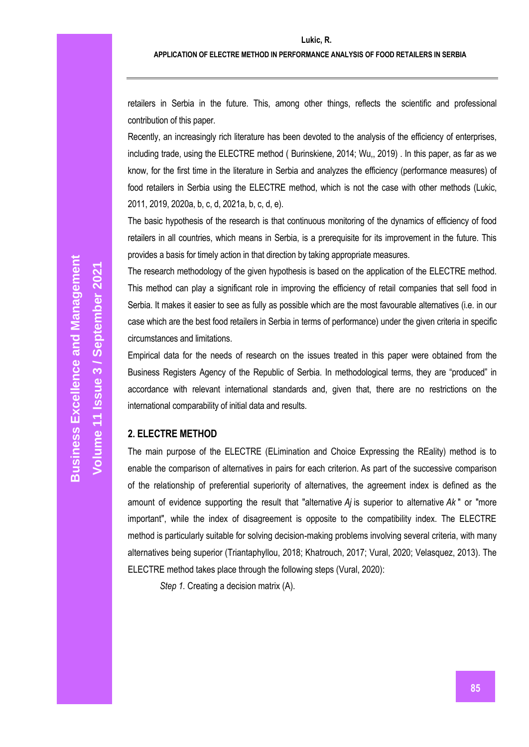retailers in Serbia in the future. This, among other things, reflects the scientific and professional contribution of this paper.

Recently, an increasingly rich literature has been devoted to the analysis of the efficiency of enterprises, including trade, using the ELECTRE method ( Burinskiene, 2014; Wu,, 2019) . In this paper, as far as we know, for the first time in the literature in Serbia and analyzes the efficiency (performance measures) of food retailers in Serbia using the ELECTRE method, which is not the case with other methods (Lukic, 2011, 2019, 2020a, b, c, d, 2021a, b, c, d, e).

The basic hypothesis of the research is that continuous monitoring of the dynamics of efficiency of food retailers in all countries, which means in Serbia, is a prerequisite for its improvement in the future. This provides a basis for timely action in that direction by taking appropriate measures.

The research methodology of the given hypothesis is based on the application of the ELECTRE method. This method can play a significant role in improving the efficiency of retail companies that sell food in Serbia. It makes it easier to see as fully as possible which are the most favourable alternatives (i.e. in our case which are the best food retailers in Serbia in terms of performance) under the given criteria in specific circumstances and limitations.

Empirical data for the needs of research on the issues treated in this paper were obtained from the Business Registers Agency of the Republic of Serbia. In methodological terms, they are "produced" in accordance with relevant international standards and, given that, there are no restrictions on the international comparability of initial data and results.

## 2. ELECTRE METHOD

The main purpose of the ELECTRE (ELimination and Choice Expressing the REality) method is to enable the comparison of alternatives in pairs for each criterion. As part of the successive comparison of the relationship of preferential superiority of alternatives, the agreement index is defined as the amount of evidence supporting the result that "alternative $A_j$ is superior to alternative $A_k$" or "more important", while the index of disagreement is opposite to the compatibility index. The ELECTRE method is particularly suitable for solving decision-making problems involving several criteria, with many alternatives being superior (Triantaphyllou, 2018; Khatrouch, 2017; Vural, 2020; Velasquez, 2013). The ELECTRE method takes place through the following steps (Vural, 2020):

*Step 1.* Creating a decision matrix (A).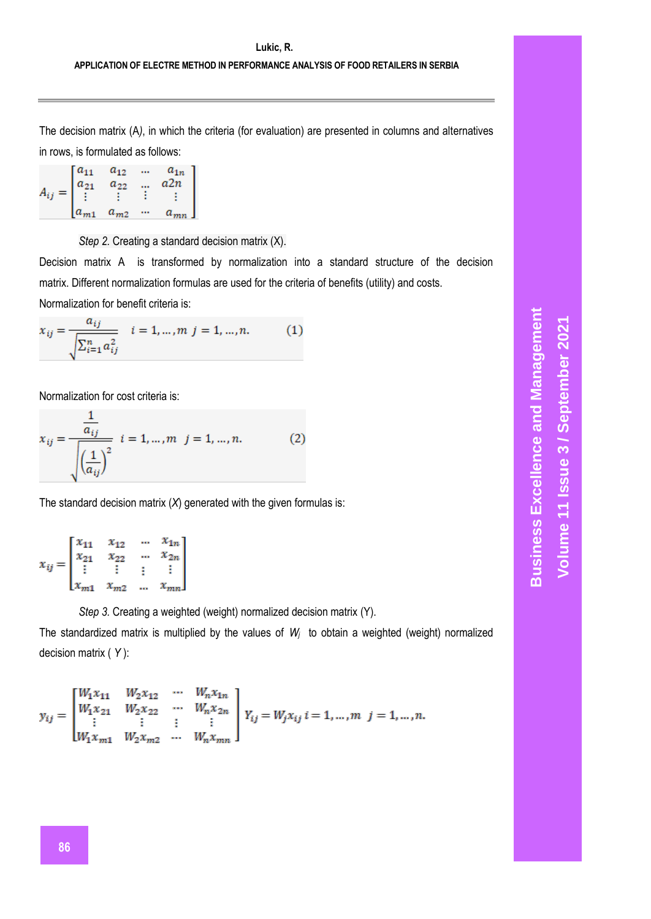The decision matrix (A), in which the criteria (for evaluation) are presented in columns and alternatives in rows, is formulated as follows:

$$A_{ij} = \begin{bmatrix} a_{11} & a_{12} & \cdots & a_{1n} \\ a_{21} & a_{22} & \cdots & a2n \\ \vdots & \vdots & \vdots & \vdots \\ a_{m1} & a_{m2} & \cdots & a_{mn} \end{bmatrix}$$

*Step 2.* Creating a standard decision matrix (X).

Decision matrix A is transformed by normalization into a standard structure of the decision matrix. Different normalization formulas are used for the criteria of benefits (utility) and costs.

Normalization for benefit criteria is:

$$x_{ij} = \frac{a_{ij}}{\sqrt{\sum_{i=1}^{n} a_{ij}^2}} \quad i = 1, \ldots, m \;\; j = 1, \ldots, n. \tag{1}$$

Normalization for cost criteria is:

$$x_{ij} = \frac{\frac{1}{a_{ij}}}{\sqrt{\left(\frac{1}{a_{ij}}\right)^2}} \quad i = 1, \ldots, m \quad j = 1, \ldots, n. \tag{2}$$

The standard decision matrix (*X*) generated with the given formulas is:

$$x_{ij} = \begin{bmatrix} x_{11} & x_{12} & \cdots & x_{1n} \\ x_{21} & x_{22} & \cdots & x_{2n} \\ \vdots & \vdots & \vdots & \vdots \\ x_{m1} & x_{m2} & \cdots & x_{mn} \end{bmatrix}$$

*Step 3.* Creating a weighted (weight) normalized decision matrix (Y).

The standardized matrix is multiplied by the values of $W_j$ to obtain a weighted (weight) normalized decision matrix ( *Y* ):

$$y_{ij} = \begin{bmatrix} W_1 x_{11} & W_2 x_{12} & \cdots & W_n x_{1n} \\ W_1 x_{21} & W_2 x_{22} & \cdots & W_n x_{2n} \\ \vdots & \vdots & \vdots & \vdots \\ W_1 x_{m1} & W_2 x_{m2} & \cdots & W_n x_{mn} \end{bmatrix} Y_{ij} = W_j x_{ij} \; i = 1, \ldots, m \;\; j = 1, \ldots, n.$$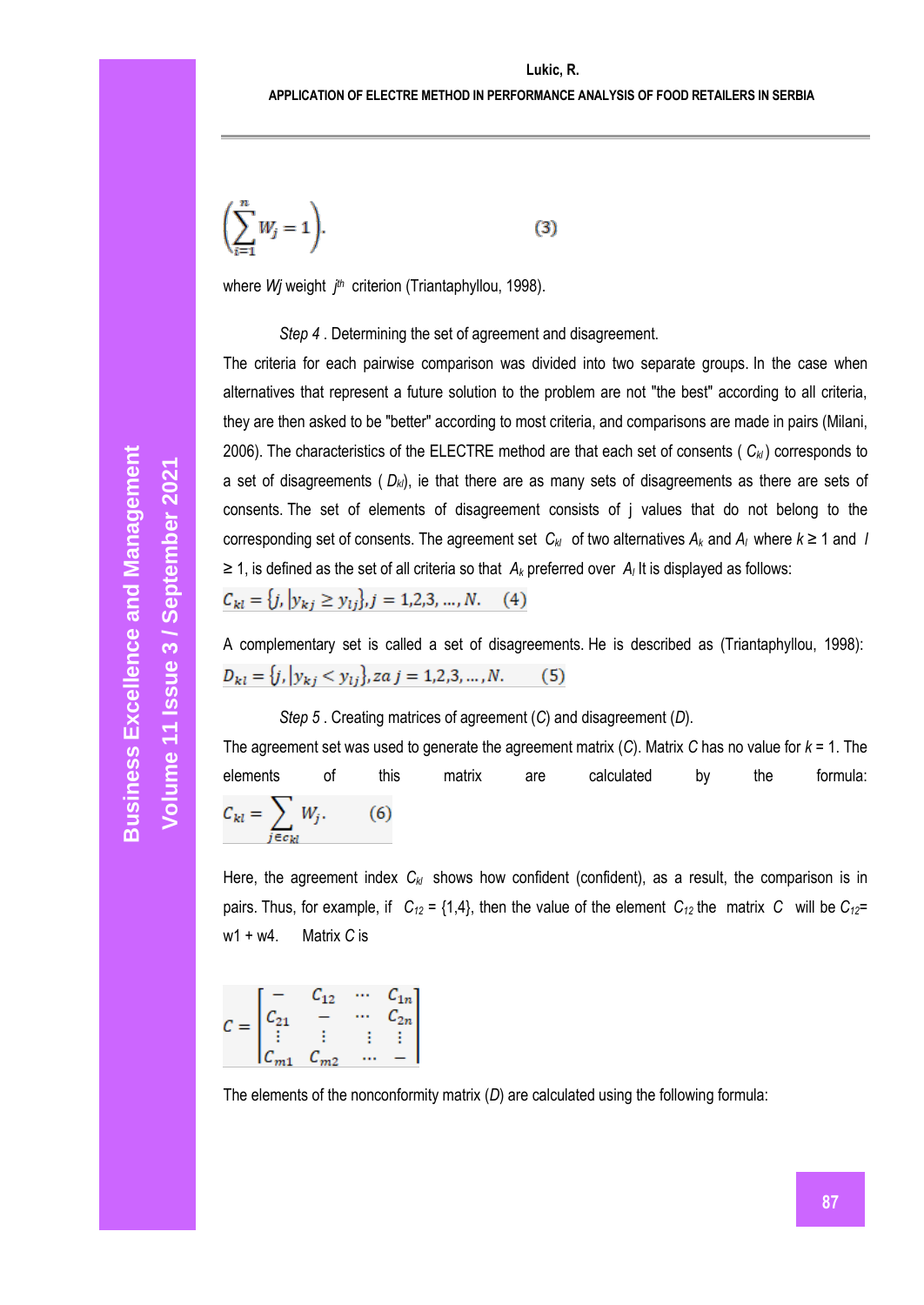$$\left(\sum_{i=1}^{n} W_j = 1\right). \qquad (3)$$

where $Wj$ weight $j^{th}$ criterion (Triantaphyllou, 1998).

*Step 4* . Determining the set of agreement and disagreement.

The criteria for each pairwise comparison was divided into two separate groups. In the case when alternatives that represent a future solution to the problem are not "the best" according to all criteria, they are then asked to be "better" according to most criteria, and comparisons are made in pairs (Milani, 2006). The characteristics of the ELECTRE method are that each set of consents ( $C_{kl}$ ) corresponds to a set of disagreements ( $D_{kl}$), ie that there are as many sets of disagreements as there are sets of consents. The set of elements of disagreement consists of j values that do not belong to the corresponding set of consents. The agreement set $C_{kl}$ of two alternatives $A_k$ and $A_l$ where $k \geq 1$ and $l \geq 1$, is defined as the set of all criteria so that $A_k$ preferred over $A_l$ It is displayed as follows:

$$C_{kl} = \{j, |y_{kj} \geq y_{lj}\}, j = 1,2,3, \ldots, N. \quad (4)$$

A complementary set is called a set of disagreements. He is described as (Triantaphyllou, 1998):

$$D_{kl} = \{j, |y_{kj} < y_{lj}\}, za\ j = 1,2,3, \ldots, N. \quad (5)$$

*Step 5* . Creating matrices of agreement (*C*) and disagreement (*D*).

The agreement set was used to generate the agreement matrix (*C*). Matrix *C* has no value for $k = 1$. The elements of this matrix are calculated by the formula:

$$C_{kl} = \sum_{j \in c_{kl}} W_j. \quad (6)$$

Here, the agreement index $C_{kl}$ shows how confident (confident), as a result, the comparison is in pairs. Thus, for example, if $C_{12} = \{1,4\}$, then the value of the element $C_{12}$ the matrix $C$ will be $C_{12} = w1 + w4$. Matrix *C* is

$$C = \begin{bmatrix} - & C_{12} & \cdots & C_{1n} \\ C_{21} & - & \cdots & C_{2n} \\ \vdots & \vdots & \vdots & \vdots \\ C_{m1} & C_{m2} & \cdots & - \end{bmatrix}$$

The elements of the nonconformity matrix (*D*) are calculated using the following formula: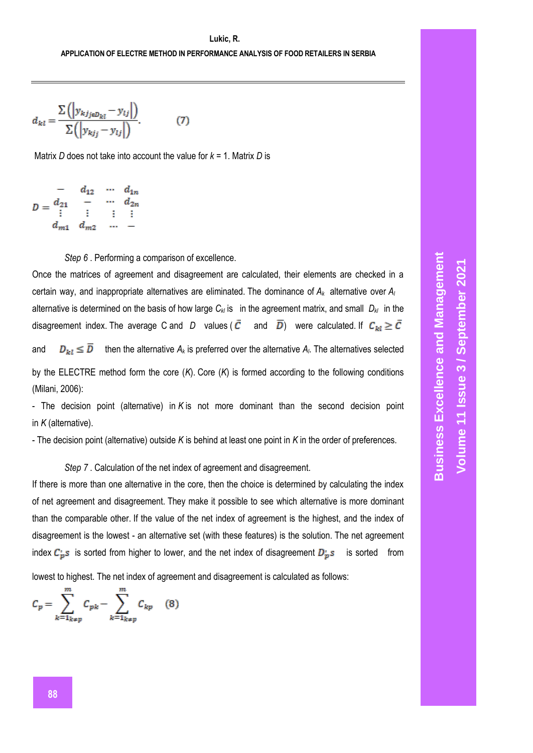$$d_{kl} = \frac{\Sigma\left(\left|y_{kj_{j\in D_{kl}}} - y_{lj}\right|\right)}{\Sigma\left(\left|y_{kj_j} - y_{lj}\right|\right)}. \qquad (7)$$

Matrix *D* does not take into account the value for *k* = 1. Matrix *D* is

$$D = \begin{matrix} - & d_{12} & \cdots & d_{1n} \\ d_{21} & - & \cdots & d_{2n} \\ \vdots & \vdots & \vdots & \vdots \\ d_{m1} & d_{m2} & \cdots & - \end{matrix}$$

*Step 6* . Performing a comparison of excellence.

Once the matrices of agreement and disagreement are calculated, their elements are checked in a certain way, and inappropriate alternatives are eliminated. The dominance of $A_k$ alternative over $A_l$ alternative is determined on the basis of how large $C_{kl}$ is in the agreement matrix, and small $D_{kl}$ in the disagreement index. The average C and D values ($\bar{C}$ and $\bar{D}$) were calculated. If $C_{kl} \geq \bar{C}$ and $D_{kl} \leq \bar{D}$ then the alternative $A_k$ is preferred over the alternative $A_l$. The alternatives selected by the ELECTRE method form the core (*K*). Core (*K*) is formed according to the following conditions (Milani, 2006):

- The decision point (alternative) in *K* is not more dominant than the second decision point in *K* (alternative).
- The decision point (alternative) outside *K* is behind at least one point in *K* in the order of preferences.

*Step 7* . Calculation of the net index of agreement and disagreement.

If there is more than one alternative in the core, then the choice is determined by calculating the index of net agreement and disagreement. They make it possible to see which alternative is more dominant than the comparable other. If the value of the net index of agreement is the highest, and the index of disagreement is the lowest - an alternative set (with these features) is the solution. The net agreement index $C_p^{\prime}s$ is sorted from higher to lower, and the net index of disagreement $D_p^{\prime}s$ is sorted from lowest to highest. The net index of agreement and disagreement is calculated as follows:

$$C_p = \sum_{k=1_{k\neq p}}^{m} c_{pk} - \sum_{k=1_{k\neq p}}^{m} c_{kp} \qquad (8)$$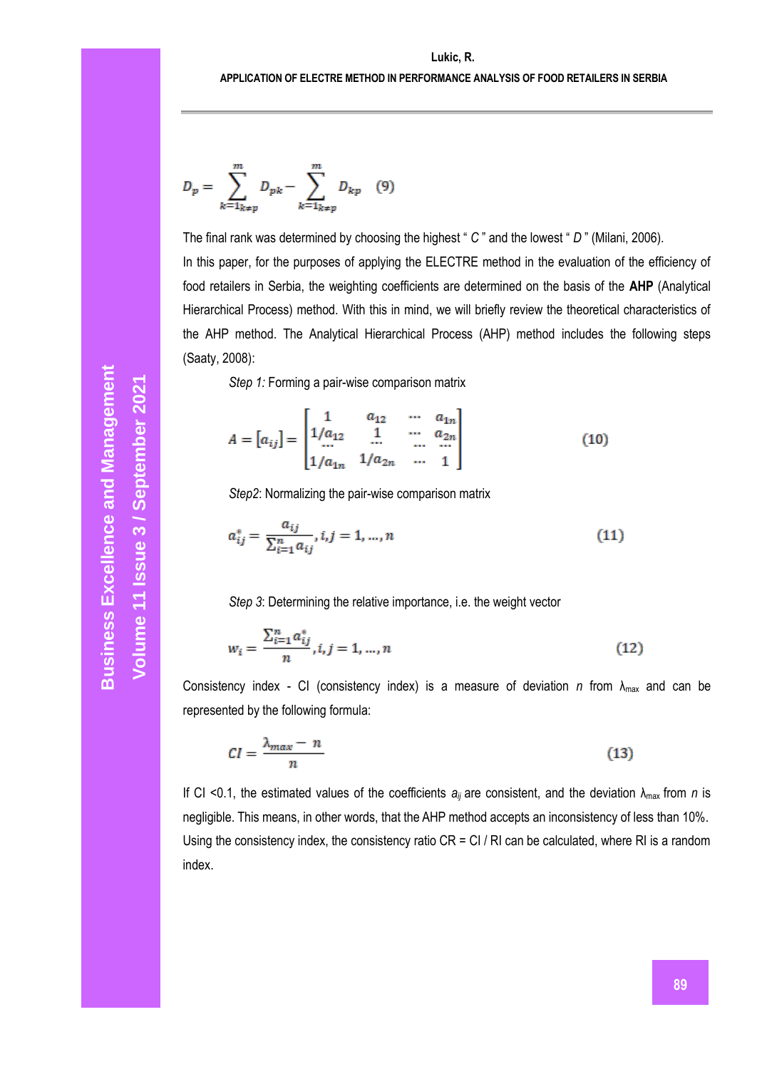$$D_p = \sum_{k=1_{k\neq p}}^{m} D_{pk} - \sum_{k=1_{k\neq p}}^{m} D_{kp} \quad (9)$$

The final rank was determined by choosing the highest " *C* " and the lowest " *D* " (Milani, 2006).

In this paper, for the purposes of applying the ELECTRE method in the evaluation of the efficiency of food retailers in Serbia, the weighting coefficients are determined on the basis of the **AHP** (Analytical Hierarchical Process) method. With this in mind, we will briefly review the theoretical characteristics of the AHP method. The Analytical Hierarchical Process (AHP) method includes the following steps (Saaty, 2008):

*Step 1:* Forming a pair-wise comparison matrix

$$A = [a_{ij}] = \begin{bmatrix} 1 & a_{12} & \cdots & a_{1n} \\ 1/a_{12} & 1 & \cdots & a_{2n} \\ \cdots & \cdots & \cdots & \cdots \\ 1/a_{1n} & 1/a_{2n} & \cdots & 1 \end{bmatrix} \quad (10)$$

*Step2*: Normalizing the pair-wise comparison matrix

$$a_{ij}^{*} = \frac{a_{ij}}{\sum_{i=1}^{n} a_{ij}}, i, j = 1, \ldots, n \quad (11)$$

*Step 3*: Determining the relative importance, i.e. the weight vector

$$w_i = \frac{\sum_{i=1}^{n} a_{ij}^{*}}{n}, i, j = 1, \ldots, n \quad (12)$$

Consistency index - CI (consistency index) is a measure of deviation $n$ from $\lambda_{max}$ and can be represented by the following formula:

$$CI = \frac{\lambda_{max} - n}{n} \quad (13)$$

If CI <0.1, the estimated values of the coefficients $a_{ij}$ are consistent, and the deviation $\lambda_{max}$ from $n$ is negligible. This means, in other words, that the AHP method accepts an inconsistency of less than 10%. Using the consistency index, the consistency ratio CR = CI / RI can be calculated, where RI is a random index.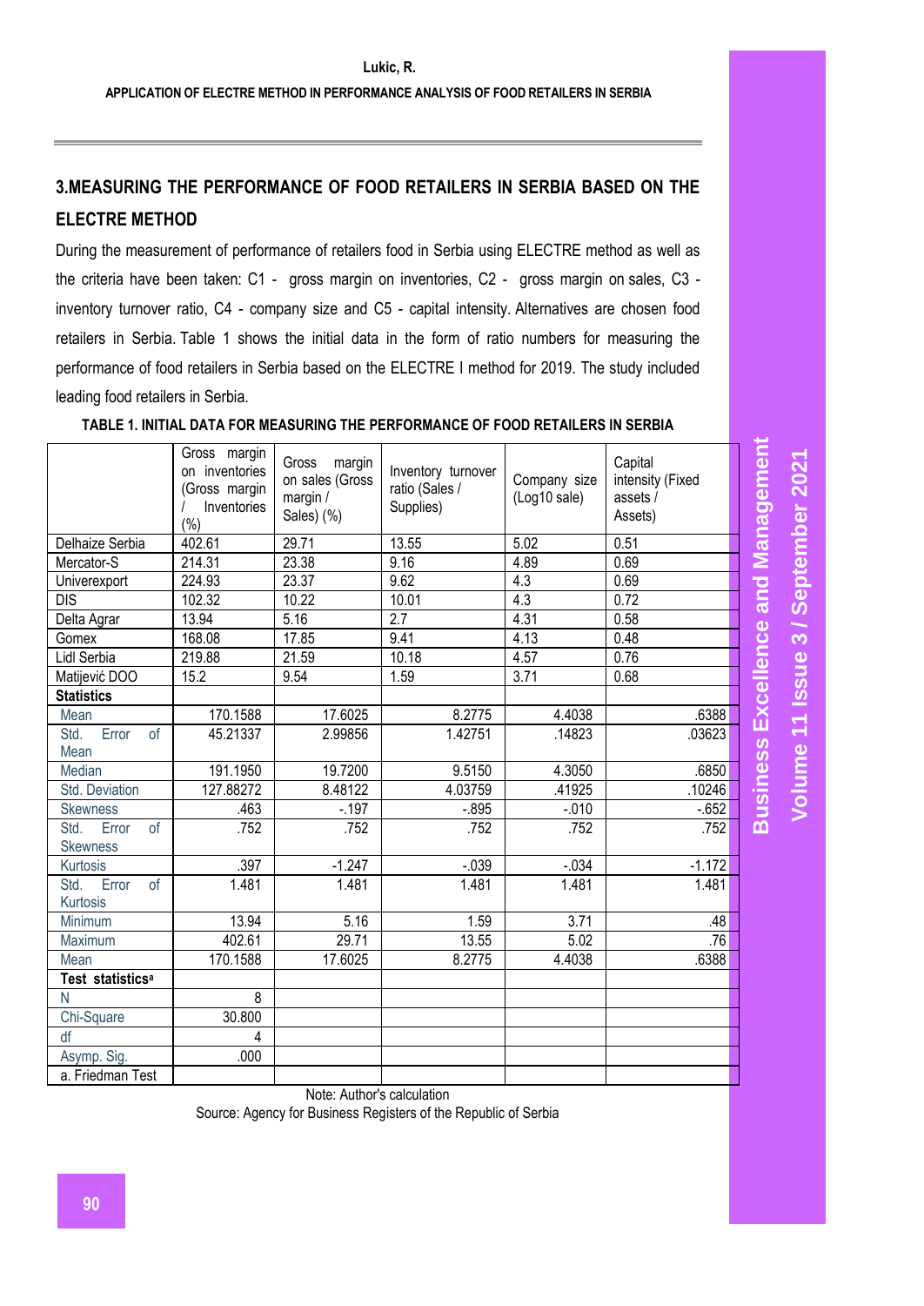## 3.MEASURING THE PERFORMANCE OF FOOD RETAILERS IN SERBIA BASED ON THE ELECTRE METHOD

During the measurement of performance of retailers food in Serbia using ELECTRE method as well as the criteria have been taken: C1 - gross margin on inventories, C2 - gross margin on sales, C3 - inventory turnover ratio, C4 - company size and C5 - capital intensity. Alternatives are chosen food retailers in Serbia. Table 1 shows the initial data in the form of ratio numbers for measuring the performance of food retailers in Serbia based on the ELECTRE I method for 2019. The study included leading food retailers in Serbia.

**TABLE 1. INITIAL DATA FOR MEASURING THE PERFORMANCE OF FOOD RETAILERS IN SERBIA**

| | Gross margin on inventories (Gross margin / Inventories (%) | Gross margin on sales (Gross margin / Sales) (%) | Inventory turnover ratio (Sales / Supplies) | Company size (Log10 sale) | Capital intensity (Fixed assets / Assets) |
|---|---|---|---|---|---|
| Delhaize Serbia | 402.61 | 29.71 | 13.55 | 5.02 | 0.51 |
| Mercator-S | 214.31 | 23.38 | 9.16 | 4.89 | 0.69 |
| Univerexport | 224.93 | 23.37 | 9.62 | 4.3 | 0.69 |
| DIS | 102.32 | 10.22 | 10.01 | 4.3 | 0.72 |
| Delta Agrar | 13.94 | 5.16 | 2.7 | 4.31 | 0.58 |
| Gomex | 168.08 | 17.85 | 9.41 | 4.13 | 0.48 |
| Lidl Serbia | 219.88 | 21.59 | 10.18 | 4.57 | 0.76 |
| Matijević DOO | 15.2 | 9.54 | 1.59 | 3.71 | 0.68 |
| **Statistics** | | | | | |
| Mean | 170.1588 | 17.6025 | 8.2775 | 4.4038 | .6388 |
| Std. Error of Mean | 45.21337 | 2.99856 | 1.42751 | .14823 | .03623 |
| Median | 191.1950 | 19.7200 | 9.5150 | 4.3050 | .6850 |
| Std. Deviation | 127.88272 | 8.48122 | 4.03759 | .41925 | .10246 |
| Skewness | .463 | -.197 | -.895 | -.010 | -.652 |
| Std. Error of Skewness | .752 | .752 | .752 | .752 | .752 |
| Kurtosis | .397 | -1.247 | -.039 | -.034 | -1.172 |
| Std. Error of Kurtosis | 1.481 | 1.481 | 1.481 | 1.481 | 1.481 |
| Minimum | 13.94 | 5.16 | 1.59 | 3.71 | .48 |
| Maximum | 402.61 | 29.71 | 13.55 | 5.02 | .76 |
| Mean | 170.1588 | 17.6025 | 8.2775 | 4.4038 | .6388 |
| **Test statistics[a]** | | | | | |
| N | 8 | | | | |
| Chi-Square | 30.800 | | | | |
| df | 4 | | | | |
| Asymp. Sig. | .000 | | | | |
| a. Friedman Test | | | | | |

Note: Author's calculation

Source: Agency for Business Registers of the Republic of Serbia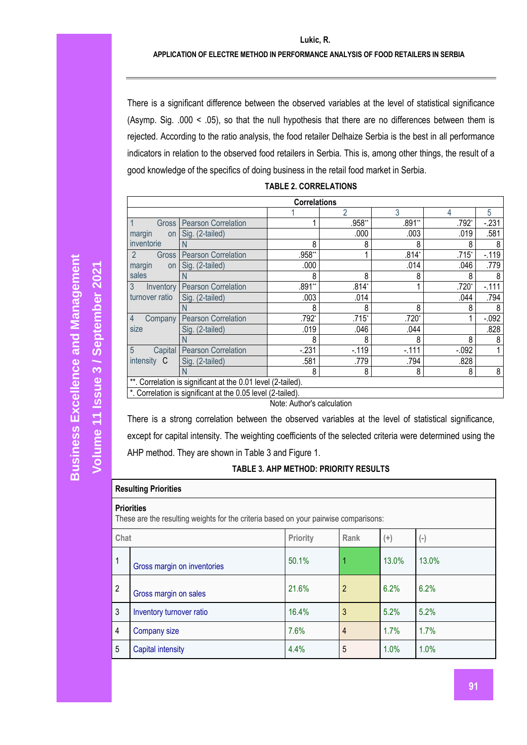There is a significant difference between the observed variables at the level of statistical significance (Asymp. Sig. .000 < .05), so that the null hypothesis that there are no differences between them is rejected. According to the ratio analysis, the food retailer Delhaize Serbia is the best in all performance indicators in relation to the observed food retailers in Serbia. This is, among other things, the result of a good knowledge of the specifics of doing business in the retail food market in Serbia.

**TABLE 2. CORRELATIONS**

| Correlations | | | | | | |
|---|---|---|---|---|---|---|
| | | 1 | 2 | 3 | 4 | 5 |
| 1 Gross margin on inventorie | Pearson Correlation | 1 | .958** | .891** | .792* | -.231 |
| | Sig. (2-tailed) | | .000 | .003 | .019 | .581 |
| | N | 8 | 8 | 8 | 8 | 8 |
| 2 Gross margin on sales | Pearson Correlation | .958** | 1 | .814* | .715* | -.119 |
| | Sig. (2-tailed) | .000 | | .014 | .046 | .779 |
| | N | 8 | 8 | 8 | 8 | 8 |
| 3 Inventory turnover ratio | Pearson Correlation | .891** | .814* | 1 | .720* | -.111 |
| | Sig. (2-tailed) | .003 | .014 | | .044 | .794 |
| | N | 8 | 8 | 8 | 8 | 8 |
| 4 Company size | Pearson Correlation | .792* | .715* | .720* | 1 | -.092 |
| | Sig. (2-tailed) | .019 | .046 | .044 | | .828 |
| | N | 8 | 8 | 8 | 8 | 8 |
| 5 Capital intensity C | Pearson Correlation | -.231 | -.119 | -.111 | -.092 | 1 |
| | Sig. (2-tailed) | .581 | .779 | .794 | .828 | |
| | N | 8 | 8 | 8 | 8 | 8 |

**. Correlation is significant at the 0.01 level (2-tailed).

*. Correlation is significant at the 0.05 level (2-tailed).

Note: Author's calculation

There is a strong correlation between the observed variables at the level of statistical significance, except for capital intensity. The weighting coefficients of the selected criteria were determined using the AHP method. They are shown in Table 3 and Figure 1.

**TABLE 3. AHP METHOD: PRIORITY RESULTS**

**Resulting Priorities**

**Priorities**
These are the resulting weights for the criteria based on your pairwise comparisons:

| | Chat | Priority | Rank | (+) | (-) |
|---|---|---|---|---|---|
| 1 | Gross margin on inventories | 50.1% | 1 | 13.0% | 13.0% |
| 2 | Gross margin on sales | 21.6% | 2 | 6.2% | 6.2% |
| 3 | Inventory turnover ratio | 16.4% | 3 | 5.2% | 5.2% |
| 4 | Company size | 7.6% | 4 | 1.7% | 1.7% |
| 5 | Capital intensity | 4.4% | 5 | 1.0% | 1.0% |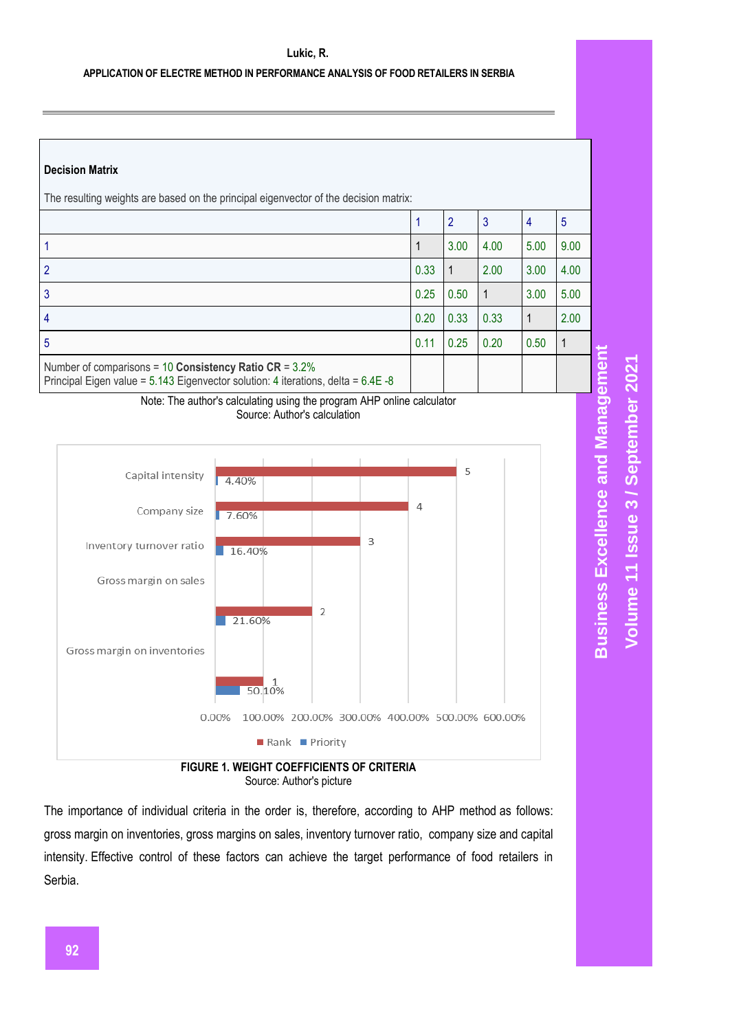**Decision Matrix**

The resulting weights are based on the principal eigenvector of the decision matrix:

| | 1 | 2 | 3 | 4 | 5 |
|---|---|---|---|---|---|
| 1 | 1 | 3.00 | 4.00 | 5.00 | 9.00 |
| 2 | 0.33 | 1 | 2.00 | 3.00 | 4.00 |
| 3 | 0.25 | 0.50 | 1 | 3.00 | 5.00 |
| 4 | 0.20 | 0.33 | 0.33 | 1 | 2.00 |
| 5 | 0.11 | 0.25 | 0.20 | 0.50 | 1 |
| Number of comparisons = 10 **Consistency Ratio CR** = 3.2%<br>Principal Eigen value = 5.143 Eigenvector solution: 4 iterations, delta = 6.4E -8 | | | | | |

Note: The author's calculating using the program AHP online calculator
Source: Author's calculation

| Criterion | Rank | Priority |
|---|---|---|
| Capital intensity | 5 | 4.40% |
| Company size | 4 | 7.60% |
| Inventory turnover ratio | 3 | 16.40% |
| Gross margin on sales | 2 | 21.60% |
| Gross margin on inventories | 1 | 50.10% |

**FIGURE 1. WEIGHT COEFFICIENTS OF CRITERIA**
Source: Author's picture

The importance of individual criteria in the order is, therefore, according to AHP method as follows: gross margin on inventories, gross margins on sales, inventory turnover ratio, company size and capital intensity. Effective control of these factors can achieve the target performance of food retailers in Serbia.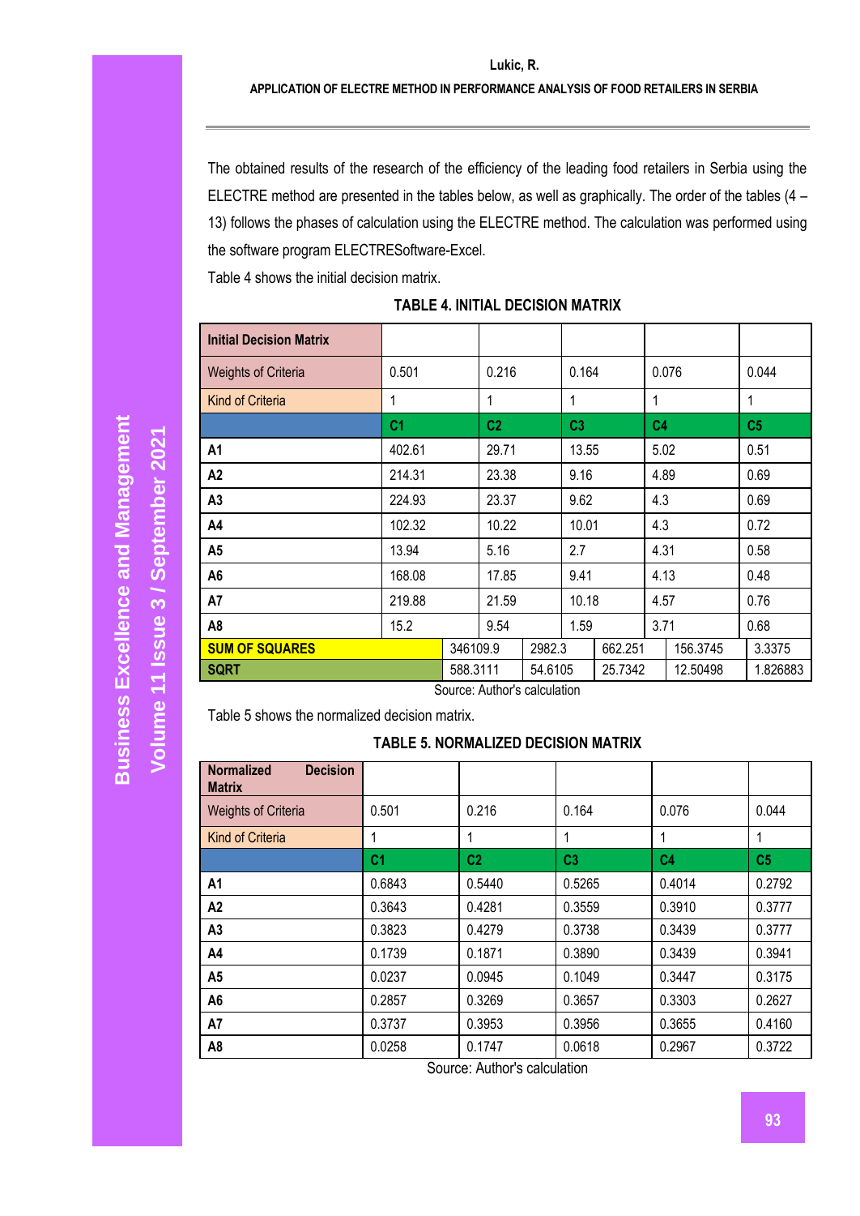The obtained results of the research of the efficiency of the leading food retailers in Serbia using the ELECTRE method are presented in the tables below, as well as graphically. The order of the tables (4 – 13) follows the phases of calculation using the ELECTRE method. The calculation was performed using the software program ELECTRESoftware-Excel.

Table 4 shows the initial decision matrix.

**TABLE 4. INITIAL DECISION MATRIX**

| Initial Decision Matrix | | | | | |
|---|---|---|---|---|---|
| Weights of Criteria | 0.501 | 0.216 | 0.164 | 0.076 | 0.044 |
| Kind of Criteria | 1 | 1 | 1 | 1 | 1 |
| | C1 | C2 | C3 | C4 | C5 |
| A1 | 402.61 | 29.71 | 13.55 | 5.02 | 0.51 |
| A2 | 214.31 | 23.38 | 9.16 | 4.89 | 0.69 |
| A3 | 224.93 | 23.37 | 9.62 | 4.3 | 0.69 |
| A4 | 102.32 | 10.22 | 10.01 | 4.3 | 0.72 |
| A5 | 13.94 | 5.16 | 2.7 | 4.31 | 0.58 |
| A6 | 168.08 | 17.85 | 9.41 | 4.13 | 0.48 |
| A7 | 219.88 | 21.59 | 10.18 | 4.57 | 0.76 |
| A8 | 15.2 | 9.54 | 1.59 | 3.71 | 0.68 |
| **SUM OF SQUARES** | 346109.9 | 2982.3 | 662.251 | 156.3745 | 3.3375 |
| **SQRT** | 588.3111 | 54.6105 | 25.7342 | 12.50498 | 1.826883 |

Source: Author's calculation

Table 5 shows the normalized decision matrix.

**TABLE 5. NORMALIZED DECISION MATRIX**

| Normalized Decision Matrix | | | | | |
|---|---|---|---|---|---|
| Weights of Criteria | 0.501 | 0.216 | 0.164 | 0.076 | 0.044 |
| Kind of Criteria | 1 | 1 | 1 | 1 | 1 |
| | C1 | C2 | C3 | C4 | C5 |
| A1 | 0.6843 | 0.5440 | 0.5265 | 0.4014 | 0.2792 |
| A2 | 0.3643 | 0.4281 | 0.3559 | 0.3910 | 0.3777 |
| A3 | 0.3823 | 0.4279 | 0.3738 | 0.3439 | 0.3777 |
| A4 | 0.1739 | 0.1871 | 0.3890 | 0.3439 | 0.3941 |
| A5 | 0.0237 | 0.0945 | 0.1049 | 0.3447 | 0.3175 |
| A6 | 0.2857 | 0.3269 | 0.3657 | 0.3303 | 0.2627 |
| A7 | 0.3737 | 0.3953 | 0.3956 | 0.3655 | 0.4160 |
| A8 | 0.0258 | 0.1747 | 0.0618 | 0.2967 | 0.3722 |

Source: Author's calculation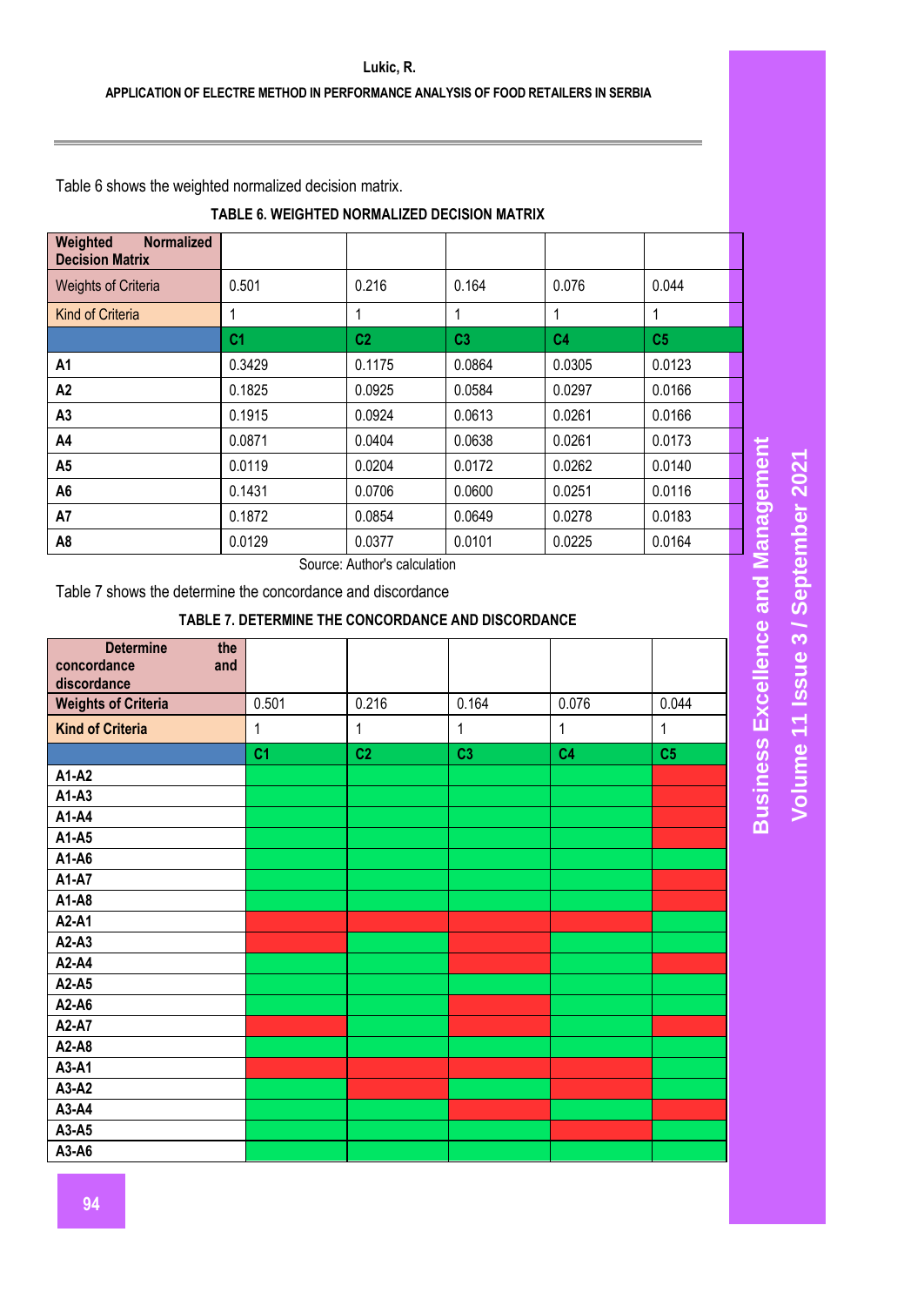Table 6 shows the weighted normalized decision matrix.

**TABLE 6. WEIGHTED NORMALIZED DECISION MATRIX**

| Weighted Normalized Decision Matrix | | | | | |
|---|---|---|---|---|---|
| Weights of Criteria | 0.501 | 0.216 | 0.164 | 0.076 | 0.044 |
| Kind of Criteria | 1 | 1 | 1 | 1 | 1 |
| | C1 | C2 | C3 | C4 | C5 |
| A1 | 0.3429 | 0.1175 | 0.0864 | 0.0305 | 0.0123 |
| A2 | 0.1825 | 0.0925 | 0.0584 | 0.0297 | 0.0166 |
| A3 | 0.1915 | 0.0924 | 0.0613 | 0.0261 | 0.0166 |
| A4 | 0.0871 | 0.0404 | 0.0638 | 0.0261 | 0.0173 |
| A5 | 0.0119 | 0.0204 | 0.0172 | 0.0262 | 0.0140 |
| A6 | 0.1431 | 0.0706 | 0.0600 | 0.0251 | 0.0116 |
| A7 | 0.1872 | 0.0854 | 0.0649 | 0.0278 | 0.0183 |
| A8 | 0.0129 | 0.0377 | 0.0101 | 0.0225 | 0.0164 |

Source: Author's calculation

Table 7 shows the determine the concordance and discordance

**TABLE 7. DETERMINE THE CONCORDANCE AND DISCORDANCE**

| Determine the concordance and discordance | | | | | |
|---|---|---|---|---|---|
| Weights of Criteria | 0.501 | 0.216 | 0.164 | 0.076 | 0.044 |
| Kind of Criteria | 1 | 1 | 1 | 1 | 1 |
| | C1 | C2 | C3 | C4 | C5 |
| A1-A2 | | | | | |
| A1-A3 | | | | | |
| A1-A4 | | | | | |
| A1-A5 | | | | | |
| A1-A6 | | | | | |
| A1-A7 | | | | | |
| A1-A8 | | | | | |
| A2-A1 | | | | | |
| A2-A3 | | | | | |
| A2-A4 | | | | | |
| A2-A5 | | | | | |
| A2-A6 | | | | | |
| A2-A7 | | | | | |
| A2-A8 | | | | | |
| A3-A1 | | | | | |
| A3-A2 | | | | | |
| A3-A4 | | | | | |
| A3-A5 | | | | | |
| A3-A6 | | | | | |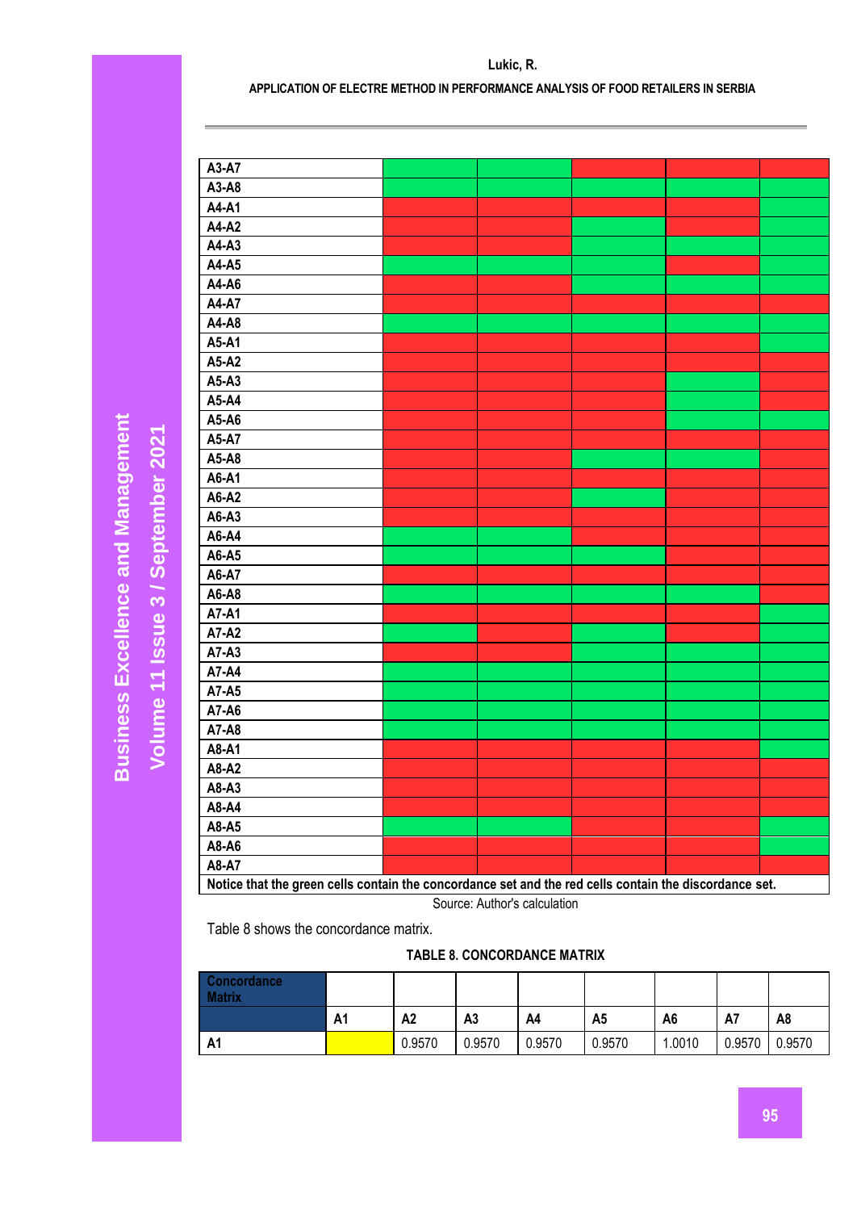| | | | | | |
|---|---|---|---|---|---|
| A3-A7 | green | green | red | red | red |
| A3-A8 | green | green | green | green | green |
| A4-A1 | red | red | red | red | green |
| A4-A2 | red | red | green | red | green |
| A4-A3 | red | red | green | green | green |
| A4-A5 | green | green | green | red | green |
| A4-A6 | red | red | green | green | green |
| A4-A7 | red | red | red | red | red |
| A4-A8 | green | green | green | green | green |
| A5-A1 | red | red | red | red | green |
| A5-A2 | red | red | red | red | red |
| A5-A3 | red | red | red | green | red |
| A5-A4 | red | red | red | green | red |
| A5-A6 | red | red | red | green | green |
| A5-A7 | red | red | red | red | red |
| A5-A8 | red | red | green | green | red |
| A6-A1 | red | red | red | red | red |
| A6-A2 | red | red | green | red | red |
| A6-A3 | red | red | red | red | red |
| A6-A4 | green | green | red | red | red |
| A6-A5 | green | green | green | red | red |
| A6-A7 | red | red | red | red | red |
| A6-A8 | green | green | green | green | red |
| A7-A1 | red | red | red | red | green |
| A7-A2 | green | red | green | red | green |
| A7-A3 | red | red | green | green | green |
| A7-A4 | green | green | green | green | green |
| A7-A5 | green | green | green | green | green |
| A7-A6 | green | green | green | green | green |
| A7-A8 | green | green | green | green | green |
| A8-A1 | red | red | red | red | green |
| A8-A2 | red | red | red | red | red |
| A8-A3 | red | red | red | red | red |
| A8-A4 | red | red | red | red | red |
| A8-A5 | green | green | red | red | green |
| A8-A6 | red | red | red | red | green |
| A8-A7 | red | red | red | red | red |

**Notice that the green cells contain the concordance set and the red cells contain the discordance set.**

Source: Author's calculation

Table 8 shows the concordance matrix.

**TABLE 8. CONCORDANCE MATRIX**

| Concordance Matrix | | | | | | | | |
|---|---|---|---|---|---|---|---|---|
| | A1 | A2 | A3 | A4 | A5 | A6 | A7 | A8 |
| A1 | | 0.9570 | 0.9570 | 0.9570 | 0.9570 | 1.0010 | 0.9570 | 0.9570 |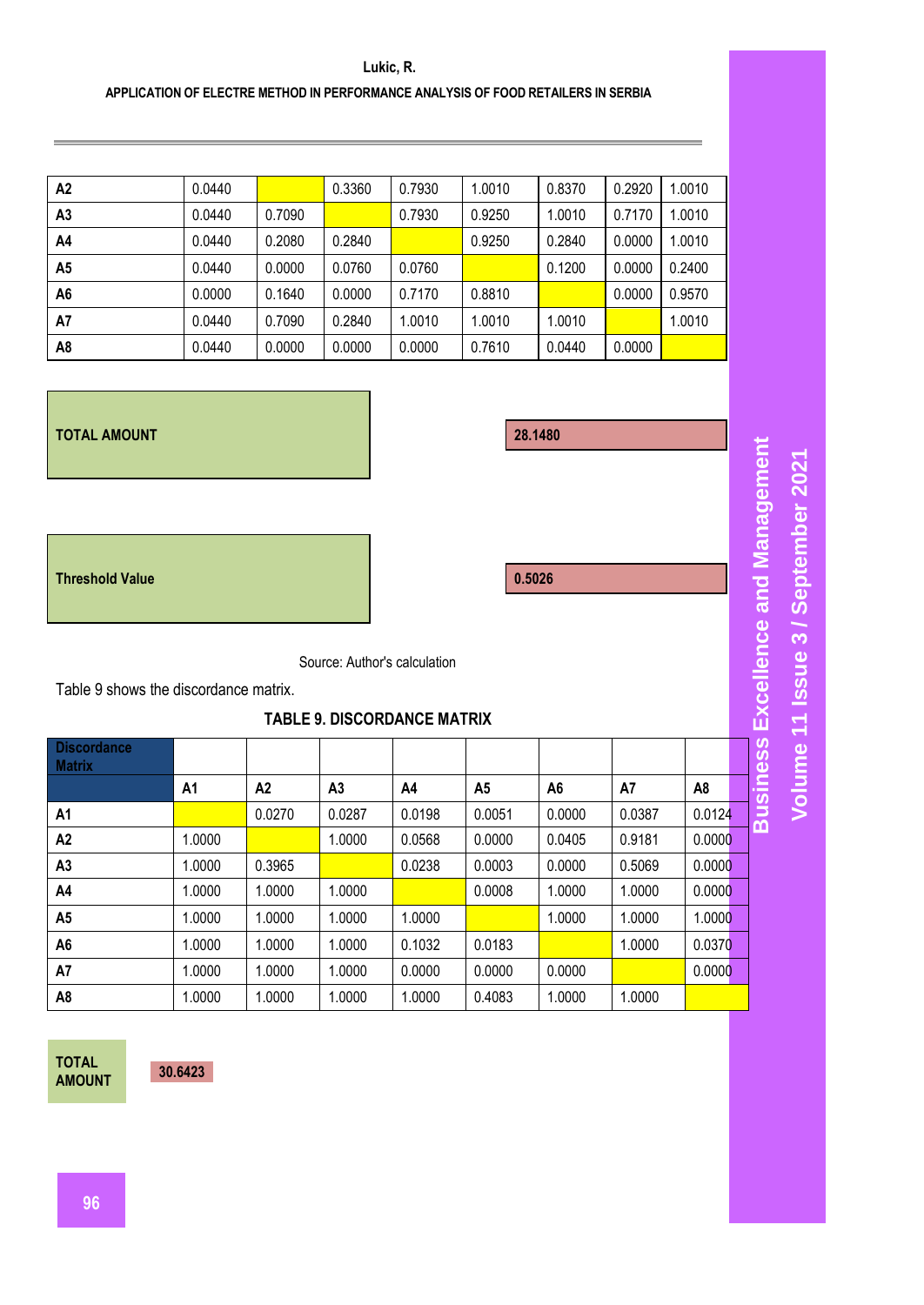| A2 | 0.0440 | | 0.3360 | 0.7930 | 1.0010 | 0.8370 | 0.2920 | 1.0010 |
|---|---|---|---|---|---|---|---|---|
| A3 | 0.0440 | 0.7090 | | 0.7930 | 0.9250 | 1.0010 | 0.7170 | 1.0010 |
| A4 | 0.0440 | 0.2080 | 0.2840 | | 0.9250 | 0.2840 | 0.0000 | 1.0010 |
| A5 | 0.0440 | 0.0000 | 0.0760 | 0.0760 | | 0.1200 | 0.0000 | 0.2400 |
| A6 | 0.0000 | 0.1640 | 0.0000 | 0.7170 | 0.8810 | | 0.0000 | 0.9570 |
| A7 | 0.0440 | 0.7090 | 0.2840 | 1.0010 | 1.0010 | 1.0010 | | 1.0010 |
| A8 | 0.0440 | 0.0000 | 0.0000 | 0.0000 | 0.7610 | 0.0440 | 0.0000 | |

| TOTAL AMOUNT | 28.1480 |
|---|---|
| Threshold Value | 0.5026 |

Source: Author's calculation

Table 9 shows the discordance matrix.

**TABLE 9. DISCORDANCE MATRIX**

| Discordance Matrix | | | | | | | | |
|---|---|---|---|---|---|---|---|---|
| | A1 | A2 | A3 | A4 | A5 | A6 | A7 | A8 |
| A1 | | 0.0270 | 0.0287 | 0.0198 | 0.0051 | 0.0000 | 0.0387 | 0.0124 |
| A2 | 1.0000 | | 1.0000 | 0.0568 | 0.0000 | 0.0405 | 0.9181 | 0.0000 |
| A3 | 1.0000 | 0.3965 | | 0.0238 | 0.0003 | 0.0000 | 0.5069 | 0.0000 |
| A4 | 1.0000 | 1.0000 | 1.0000 | | 0.0008 | 1.0000 | 1.0000 | 0.0000 |
| A5 | 1.0000 | 1.0000 | 1.0000 | 1.0000 | | 1.0000 | 1.0000 | 1.0000 |
| A6 | 1.0000 | 1.0000 | 1.0000 | 0.1032 | 0.0183 | | 1.0000 | 0.0370 |
| A7 | 1.0000 | 1.0000 | 1.0000 | 0.0000 | 0.0000 | 0.0000 | | 0.0000 |
| A8 | 1.0000 | 1.0000 | 1.0000 | 1.0000 | 0.4083 | 1.0000 | 1.0000 | |

| TOTAL AMOUNT | 30.6423 |
|---|---|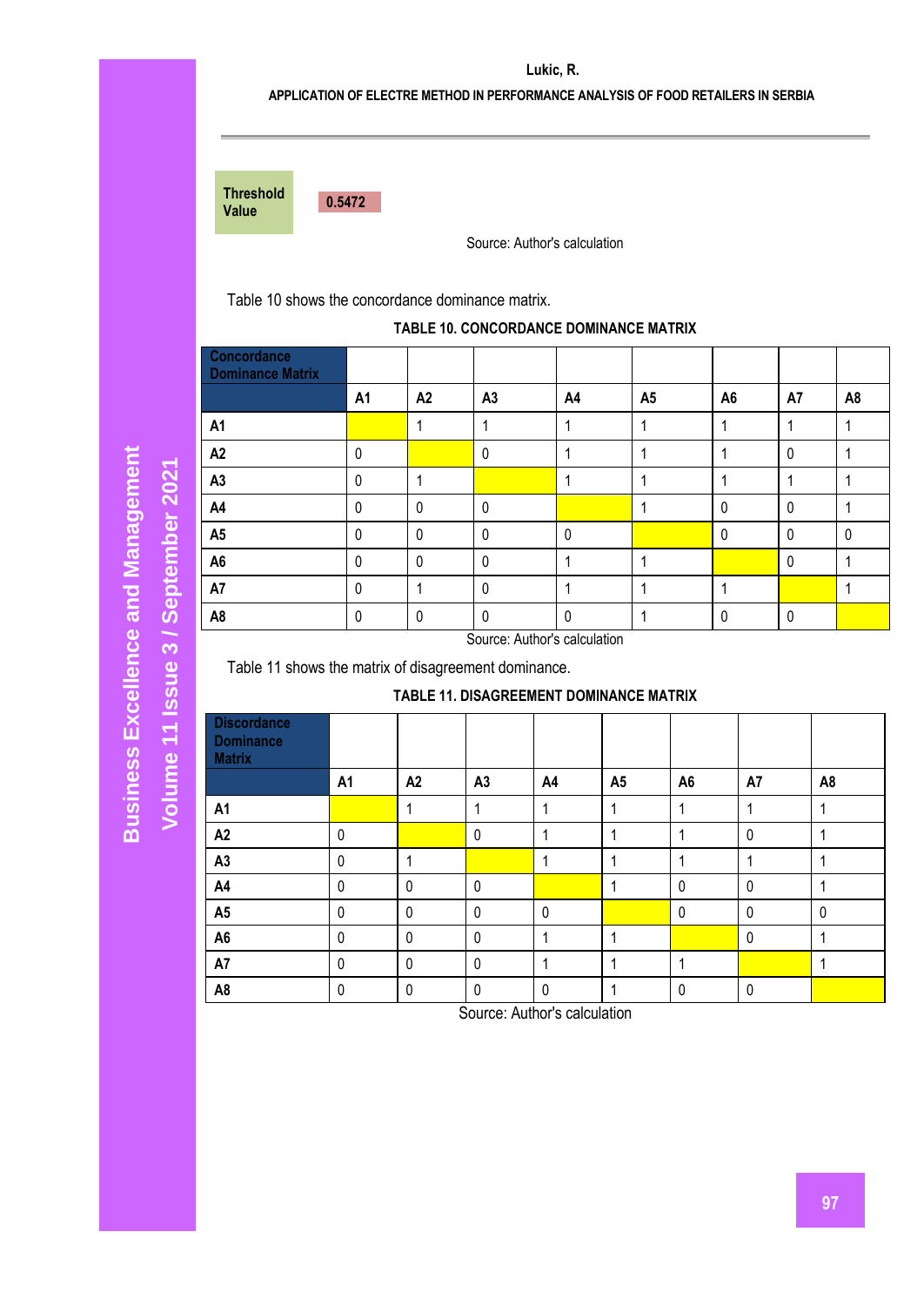| Threshold Value | 0.5472 |
|---|---|

Source: Author's calculation

Table 10 shows the concordance dominance matrix.

**TABLE 10. CONCORDANCE DOMINANCE MATRIX**

| Concordance Dominance Matrix | A1 | A2 | A3 | A4 | A5 | A6 | A7 | A8 |
|---|---|---|---|---|---|---|---|---|
| A1 | | 1 | 1 | 1 | 1 | 1 | 1 | 1 |
| A2 | 0 | | 0 | 1 | 1 | 1 | 0 | 1 |
| A3 | 0 | 1 | | 1 | 1 | 1 | 1 | 1 |
| A4 | 0 | 0 | 0 | | 1 | 0 | 0 | 1 |
| A5 | 0 | 0 | 0 | 0 | | 0 | 0 | 0 |
| A6 | 0 | 0 | 0 | 1 | 1 | | 0 | 1 |
| A7 | 0 | 1 | 0 | 1 | 1 | 1 | | 1 |
| A8 | 0 | 0 | 0 | 0 | 1 | 0 | 0 | |

Source: Author's calculation

Table 11 shows the matrix of disagreement dominance.

**TABLE 11. DISAGREEMENT DOMINANCE MATRIX**

| Discordance Dominance Matrix | A1 | A2 | A3 | A4 | A5 | A6 | A7 | A8 |
|---|---|---|---|---|---|---|---|---|
| A1 | | 1 | 1 | 1 | 1 | 1 | 1 | 1 |
| A2 | 0 | | 0 | 1 | 1 | 1 | 0 | 1 |
| A3 | 0 | 1 | | 1 | 1 | 1 | 1 | 1 |
| A4 | 0 | 0 | 0 | | 1 | 0 | 0 | 1 |
| A5 | 0 | 0 | 0 | 0 | | 0 | 0 | 0 |
| A6 | 0 | 0 | 0 | 1 | 1 | | 0 | 1 |
| A7 | 0 | 0 | 0 | 1 | 1 | 1 | | 1 |
| A8 | 0 | 0 | 0 | 0 | 1 | 0 | 0 | |

Source: Author's calculation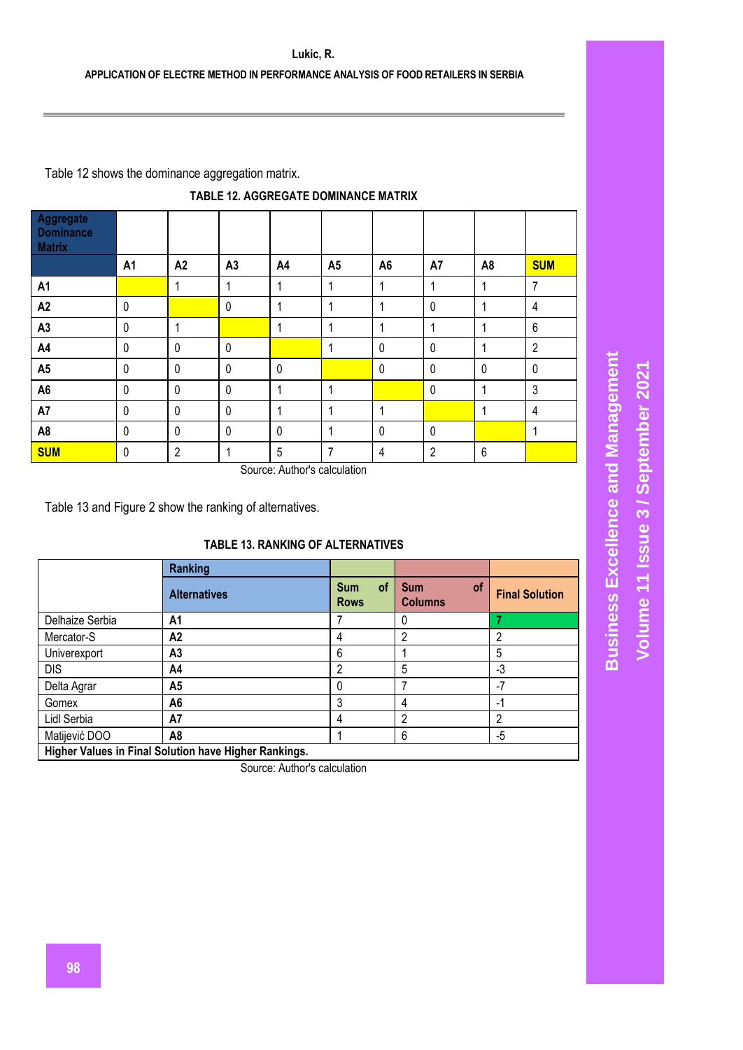Table 12 shows the dominance aggregation matrix.

**TABLE 12. AGGREGATE DOMINANCE MATRIX**

| Aggregate Dominance Matrix | A1 | A2 | A3 | A4 | A5 | A6 | A7 | A8 | SUM |
|---|---|---|---|---|---|---|---|---|---|
| A1 | | 1 | 1 | 1 | 1 | 1 | 1 | 1 | 7 |
| A2 | 0 | | 0 | 1 | 1 | 1 | 0 | 1 | 4 |
| A3 | 0 | 1 | | 1 | 1 | 1 | 1 | 1 | 6 |
| A4 | 0 | 0 | 0 | | 1 | 0 | 0 | 1 | 2 |
| A5 | 0 | 0 | 0 | 0 | | 0 | 0 | 0 | 0 |
| A6 | 0 | 0 | 0 | 1 | 1 | | 0 | 1 | 3 |
| A7 | 0 | 0 | 0 | 1 | 1 | 1 | | 1 | 4 |
| A8 | 0 | 0 | 0 | 0 | 1 | 0 | 0 | | 1 |
| SUM | 0 | 2 | 1 | 5 | 7 | 4 | 2 | 6 | |

Source: Author's calculation

Table 13 and Figure 2 show the ranking of alternatives.

**TABLE 13. RANKING OF ALTERNATIVES**

| | Ranking | | | |
|---|---|---|---|---|
| | Alternatives | Sum of Rows | Sum of Columns | Final Solution |
| Delhaize Serbia | A1 | 7 | 0 | 7 |
| Mercator-S | A2 | 4 | 2 | 2 |
| Univerexport | A3 | 6 | 1 | 5 |
| DIS | A4 | 2 | 5 | -3 |
| Delta Agrar | A5 | 0 | 7 | -7 |
| Gomex | A6 | 3 | 4 | -1 |
| Lidl Serbia | A7 | 4 | 2 | 2 |
| Matijević DOO | A8 | 1 | 6 | -5 |
| **Higher Values in Final Solution have Higher Rankings.** | | | | |

Source: Author's calculation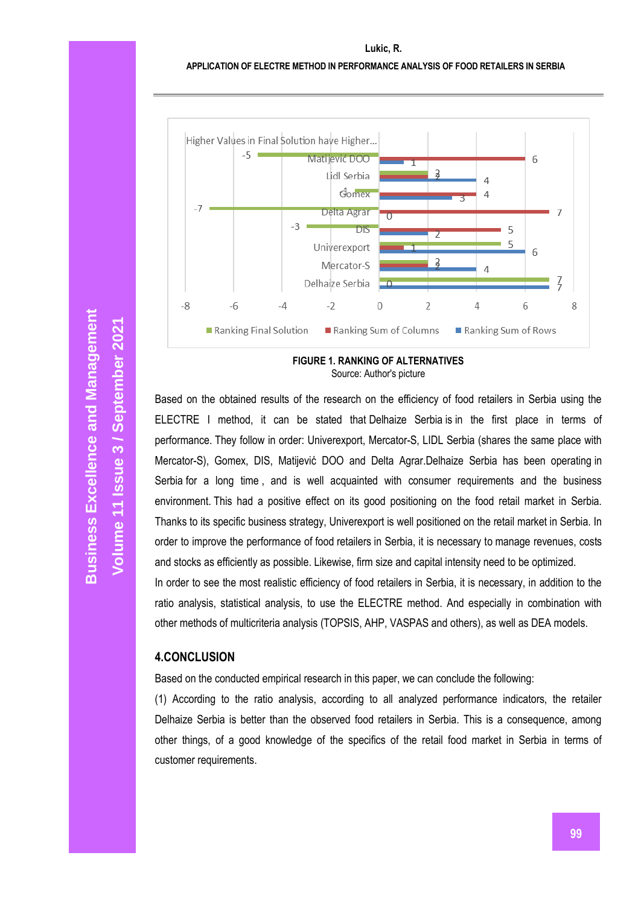FIGURE 1. RANKING OF ALTERNATIVES

Source: Author's picture

Based on the obtained results of the research on the efficiency of food retailers in Serbia using the ELECTRE I method, it can be stated that Delhaize Serbia is in the first place in terms of performance. They follow in order: Univerexport, Mercator-S, LIDL Serbia (shares the same place with Mercator-S), Gomex, DIS, Matijević DOO and Delta Agrar.Delhaize Serbia has been operating in Serbia for a long time , and is well acquainted with consumer requirements and the business environment. This had a positive effect on its good positioning on the food retail market in Serbia. Thanks to its specific business strategy, Univerexport is well positioned on the retail market in Serbia. In order to improve the performance of food retailers in Serbia, it is necessary to manage revenues, costs and stocks as efficiently as possible. Likewise, firm size and capital intensity need to be optimized.

In order to see the most realistic efficiency of food retailers in Serbia, it is necessary, in addition to the ratio analysis, statistical analysis, to use the ELECTRE method. And especially in combination with other methods of multicriteria analysis (TOPSIS, AHP, VASPAS and others), as well as DEA models.

## 4.CONCLUSION

Based on the conducted empirical research in this paper, we can conclude the following:

(1) According to the ratio analysis, according to all analyzed performance indicators, the retailer Delhaize Serbia is better than the observed food retailers in Serbia. This is a consequence, among other things, of a good knowledge of the specifics of the retail food market in Serbia in terms of customer requirements.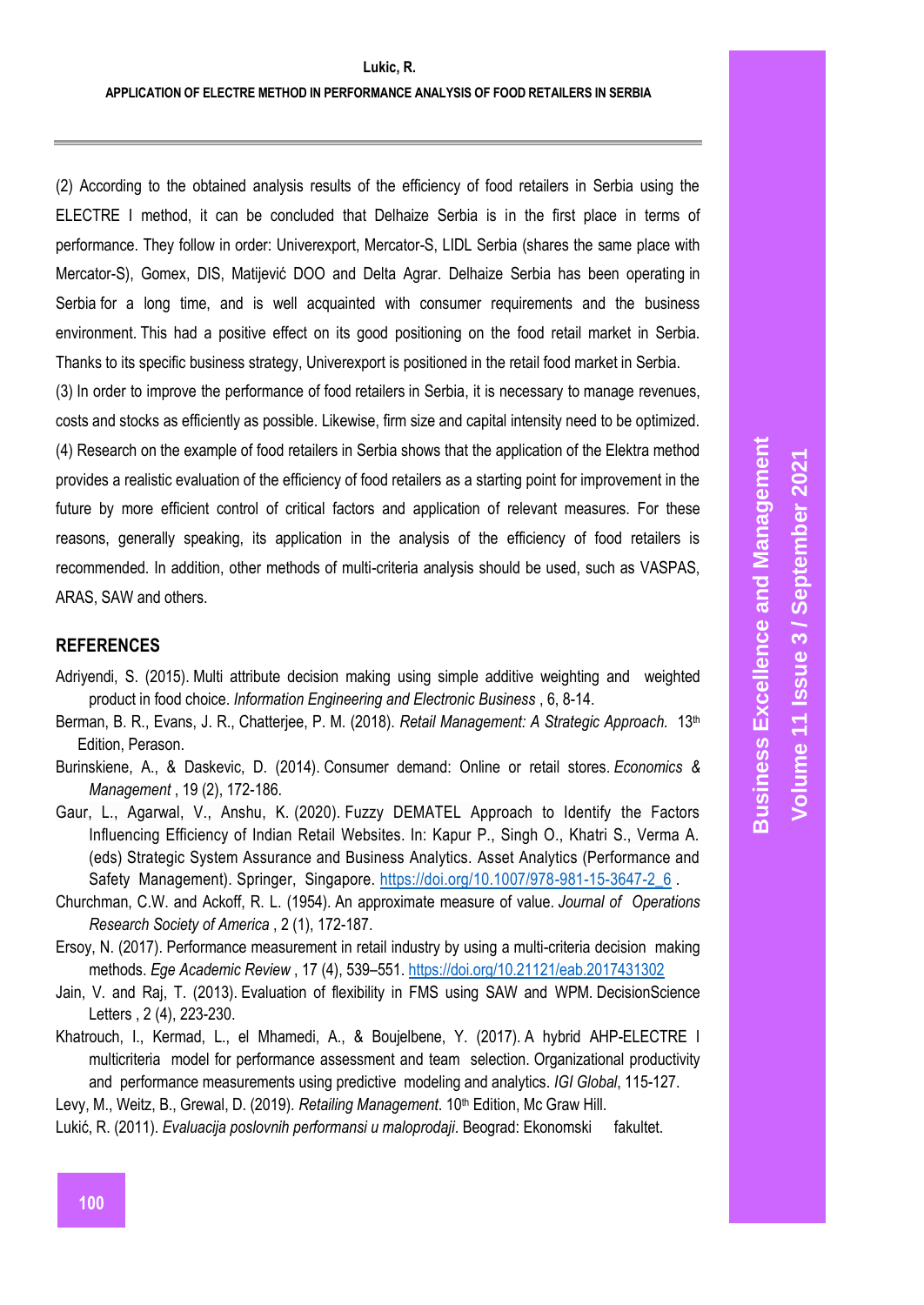(2) According to the obtained analysis results of the efficiency of food retailers in Serbia using the ELECTRE I method, it can be concluded that Delhaize Serbia is in the first place in terms of performance. They follow in order: Univerexport, Mercator-S, LIDL Serbia (shares the same place with Mercator-S), Gomex, DIS, Matijević DOO and Delta Agrar. Delhaize Serbia has been operating in Serbia for a long time, and is well acquainted with consumer requirements and the business environment. This had a positive effect on its good positioning on the food retail market in Serbia. Thanks to its specific business strategy, Univerexport is positioned in the retail food market in Serbia.

(3) In order to improve the performance of food retailers in Serbia, it is necessary to manage revenues, costs and stocks as efficiently as possible. Likewise, firm size and capital intensity need to be optimized.

(4) Research on the example of food retailers in Serbia shows that the application of the Elektra method provides a realistic evaluation of the efficiency of food retailers as a starting point for improvement in the future by more efficient control of critical factors and application of relevant measures. For these reasons, generally speaking, its application in the analysis of the efficiency of food retailers is recommended. In addition, other methods of multi-criteria analysis should be used, such as VASPAS, ARAS, SAW and others.

## REFERENCES

Adriyendi, S. (2015). Multi attribute decision making using simple additive weighting and weighted product in food choice. *Information Engineering and Electronic Business* , 6, 8-14.

Berman, B. R., Evans, J. R., Chatterjee, P. M. (2018). *Retail Management: A Strategic Approach.* 13th Edition, Perason.

Burinskiene, A., & Daskevic, D. (2014). Consumer demand: Online or retail stores. *Economics & Management* , 19 (2), 172-186.

Gaur, L., Agarwal, V., Anshu, K. (2020). Fuzzy DEMATEL Approach to Identify the Factors Influencing Efficiency of Indian Retail Websites. In: Kapur P., Singh O., Khatri S., Verma A. (eds) Strategic System Assurance and Business Analytics. Asset Analytics (Performance and Safety Management). Springer, Singapore. https://doi.org/10.1007/978-981-15-3647-2_6 .

Churchman, C.W. and Ackoff, R. L. (1954). An approximate measure of value. *Journal of Operations Research Society of America* , 2 (1), 172-187.

Ersoy, N. (2017). Performance measurement in retail industry by using a multi-criteria decision making methods. *Ege Academic Review* , 17 (4), 539–551. https://doi.org/10.21121/eab.2017431302

Jain, V. and Raj, T. (2013). Evaluation of flexibility in FMS using SAW and WPM. DecisionScience Letters , 2 (4), 223-230.

Khatrouch, I., Kermad, L., el Mhamedi, A., & Boujelbene, Y. (2017). A hybrid AHP-ELECTRE I multicriteria model for performance assessment and team selection. Organizational productivity and performance measurements using predictive modeling and analytics. *IGI Global*, 115-127.

Levy, M., Weitz, B., Grewal, D. (2019). *Retailing Management*. 10th Edition, Mc Graw Hill.

Lukić, R. (2011). *Evaluacija poslovnih performansi u maloprodaji*. Beograd: Ekonomski fakultet.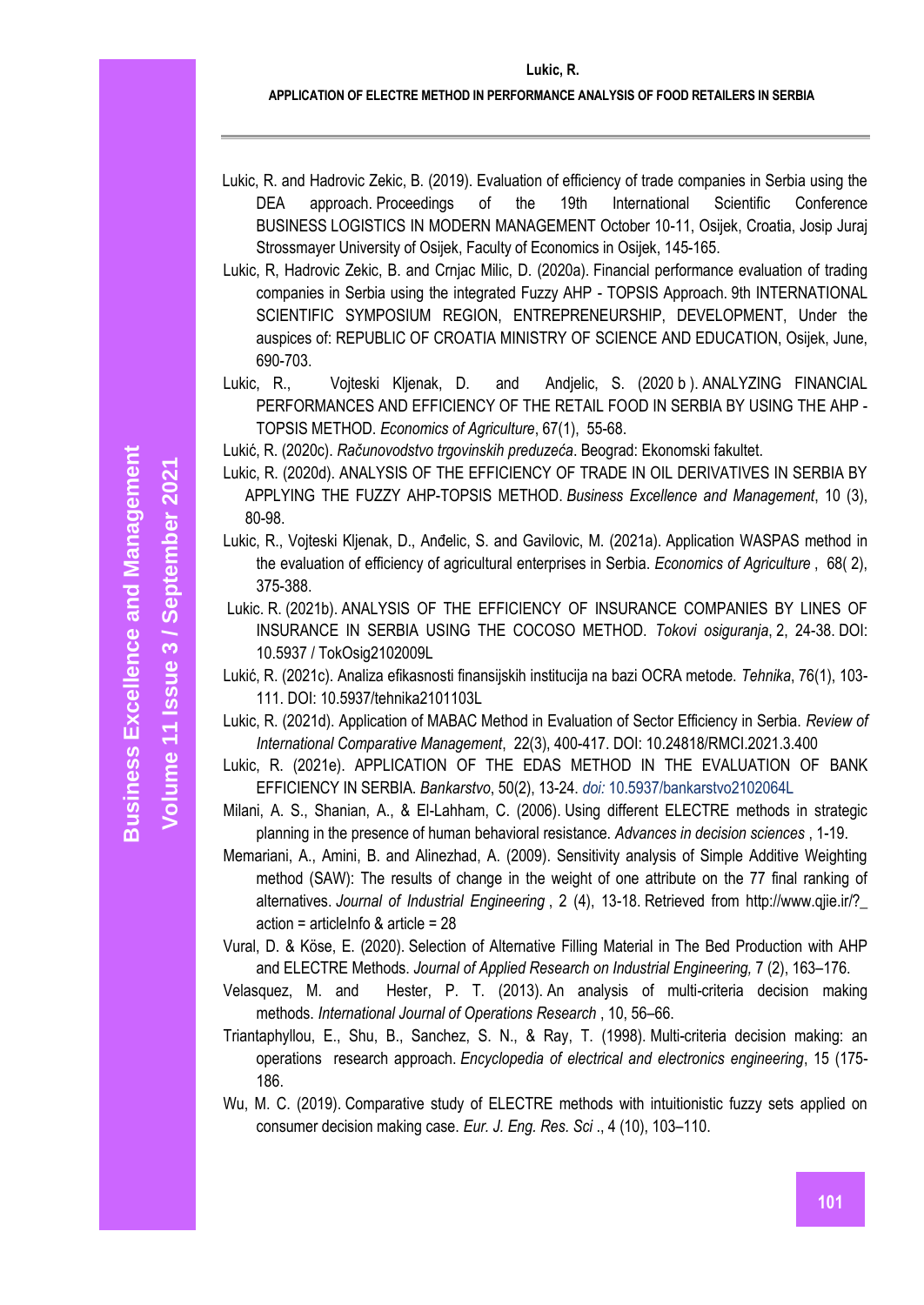Lukic, R. and Hadrovic Zekic, B. (2019). Evaluation of efficiency of trade companies in Serbia using the DEA approach. Proceedings of the 19th International Scientific Conference BUSINESS LOGISTICS IN MODERN MANAGEMENT October 10-11, Osijek, Croatia, Josip Juraj Strossmayer University of Osijek, Faculty of Economics in Osijek, 145-165.

Lukic, R, Hadrovic Zekic, B. and Crnjac Milic, D. (2020a). Financial performance evaluation of trading companies in Serbia using the integrated Fuzzy AHP - TOPSIS Approach. 9th INTERNATIONAL SCIENTIFIC SYMPOSIUM REGION, ENTREPRENEURSHIP, DEVELOPMENT, Under the auspices of: REPUBLIC OF CROATIA MINISTRY OF SCIENCE AND EDUCATION, Osijek, June, 690-703.

Lukic, R., Vojteski Kljenak, D. and Andjelic, S. (2020 b ). ANALYZING FINANCIAL PERFORMANCES AND EFFICIENCY OF THE RETAIL FOOD IN SERBIA BY USING THE AHP - TOPSIS METHOD. *Economics of Agriculture*, 67(1), 55-68.

Lukić, R. (2020c). *Računovodstvo trgovinskih preduzeća*. Beograd: Ekonomski fakultet.

Lukic, R. (2020d). ANALYSIS OF THE EFFICIENCY OF TRADE IN OIL DERIVATIVES IN SERBIA BY APPLYING THE FUZZY AHP-TOPSIS METHOD. *Business Excellence and Management*, 10 (3), 80-98.

Lukic, R., Vojteski Kljenak, D., Anđelic, S. and Gavilovic, M. (2021a). Application WASPAS method in the evaluation of efficiency of agricultural enterprises in Serbia. *Economics of Agriculture* , 68( 2), 375-388.

Lukic. R. (2021b). ANALYSIS OF THE EFFICIENCY OF INSURANCE COMPANIES BY LINES OF INSURANCE IN SERBIA USING THE COCOSO METHOD. *Tokovi osiguranja*, 2, 24-38. DOI: 10.5937 / TokOsig2102009L

Lukić, R. (2021c). Analiza efikasnosti finansijskih institucija na bazi OCRA metode. *Tehnika*, 76(1), 103-111. DOI: 10.5937/tehnika2101103L

Lukic, R. (2021d). Application of MABAC Method in Evaluation of Sector Efficiency in Serbia. *Review of International Comparative Management*, 22(3), 400-417. DOI: 10.24818/RMCI.2021.3.400

Lukic, R. (2021e). APPLICATION OF THE EDAS METHOD IN THE EVALUATION OF BANK EFFICIENCY IN SERBIA. *Bankarstvo*, 50(2), 13-24. *doi:* 10.5937/bankarstvo2102064L

Milani, A. S., Shanian, A., & El-Lahham, C. (2006). Using different ELECTRE methods in strategic planning in the presence of human behavioral resistance. *Advances in decision sciences* , 1-19.

Memariani, A., Amini, B. and Alinezhad, A. (2009). Sensitivity analysis of Simple Additive Weighting method (SAW): The results of change in the weight of one attribute on the 77 final ranking of alternatives. *Journal of Industrial Engineering* , 2 (4), 13-18. Retrieved from http://www.qjie.ir/?_ action = articleInfo & article = 28

Vural, D. & Köse, E. (2020). Selection of Alternative Filling Material in The Bed Production with AHP and ELECTRE Methods. *Journal of Applied Research on Industrial Engineering,* 7 (2), 163–176.

Velasquez, M. and Hester, P. T. (2013). An analysis of multi-criteria decision making methods. *International Journal of Operations Research* , 10, 56–66.

Triantaphyllou, E., Shu, B., Sanchez, S. N., & Ray, T. (1998). Multi-criteria decision making: an operations research approach. *Encyclopedia of electrical and electronics engineering*, 15 (175-186.

Wu, M. C. (2019). Comparative study of ELECTRE methods with intuitionistic fuzzy sets applied on consumer decision making case. *Eur. J. Eng. Res. Sci* ., 4 (10), 103–110.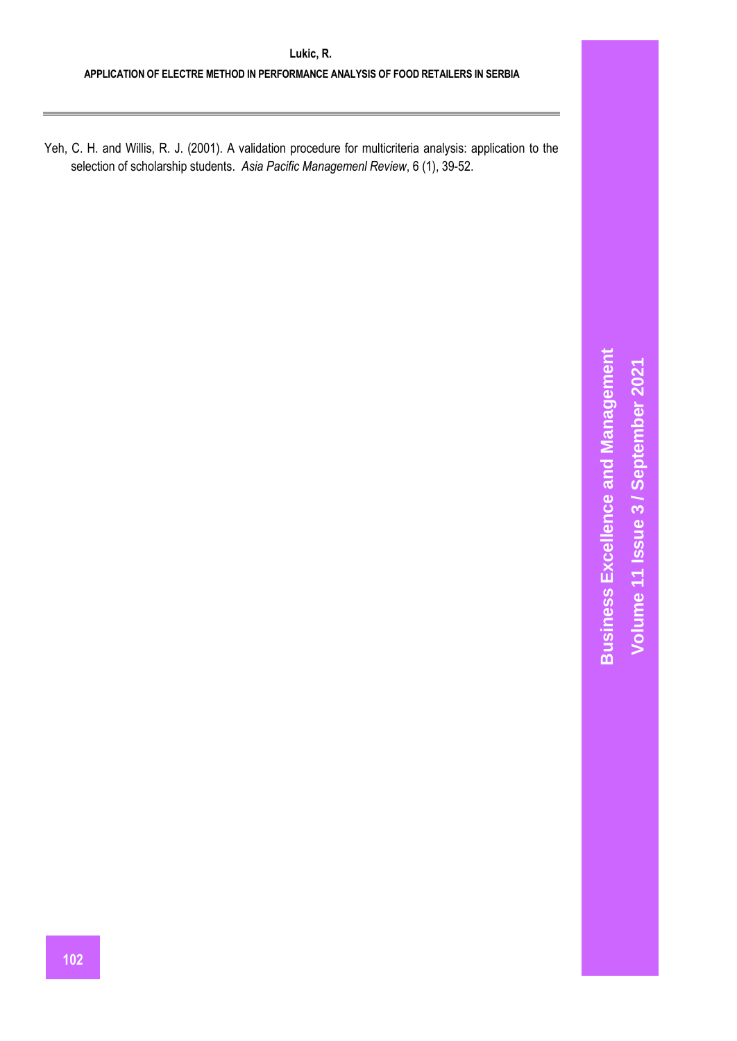Yeh, C. H. and Willis, R. J. (2001). A validation procedure for multicriteria analysis: application to the selection of scholarship students. *Asia Pacific Managemenl Review*, 6 (1), 39-52.